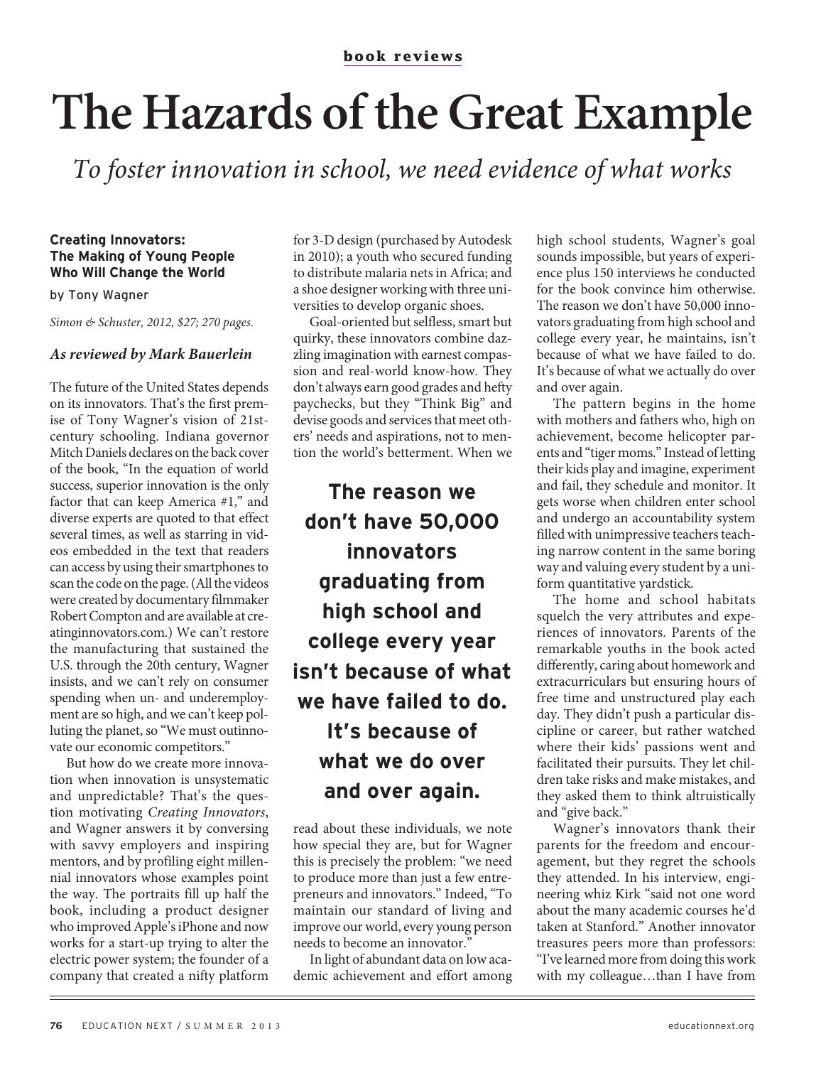book reviews

# The Hazards of the Great Example

*To foster innovation in school, we need evidence of what works*

**Creating Innovators: The Making of Young People Who Will Change the World**

by Tony Wagner

*Simon & Schuster, 2012, $27; 270 pages.*

***As reviewed by Mark Bauerlein***

The future of the United States depends on its innovators. That's the first premise of Tony Wagner's vision of 21st-century schooling. Indiana governor Mitch Daniels declares on the back cover of the book, "In the equation of world success, superior innovation is the only factor that can keep America #1," and diverse experts are quoted to that effect several times, as well as starring in videos embedded in the text that readers can access by using their smartphones to scan the code on the page. (All the videos were created by documentary filmmaker Robert Compton and are available at creatinginnovators.com.) We can't restore the manufacturing that sustained the U.S. through the 20th century, Wagner insists, and we can't rely on consumer spending when un- and underemployment are so high, and we can't keep polluting the planet, so "We must outinnovate our economic competitors."

But how do we create more innovation when innovation is unsystematic and unpredictable? That's the question motivating *Creating Innovators*, and Wagner answers it by conversing with savvy employers and inspiring mentors, and by profiling eight millennial innovators whose examples point the way. The portraits fill up half the book, including a product designer who improved Apple's iPhone and now works for a start-up trying to alter the electric power system; the founder of a company that created a nifty platform for 3-D design (purchased by Autodesk in 2010); a youth who secured funding to distribute malaria nets in Africa; and a shoe designer working with three universities to develop organic shoes.

Goal-oriented but selfless, smart but quirky, these innovators combine dazzling imagination with earnest compassion and real-world know-how. They don't always earn good grades and hefty paychecks, but they "Think Big" and devise goods and services that meet others' needs and aspirations, not to mention the world's betterment. When we read about these individuals, we note how special they are, but for Wagner this is precisely the problem: "we need to produce more than just a few entrepreneurs and innovators." Indeed, "To maintain our standard of living and improve our world, every young person needs to become an innovator."

**The reason we don't have 50,000 innovators graduating from high school and college every year isn't because of what we have failed to do. It's because of what we do over and over again.**

In light of abundant data on low academic achievement and effort among high school students, Wagner's goal sounds impossible, but years of experience plus 150 interviews he conducted for the book convince him otherwise. The reason we don't have 50,000 innovators graduating from high school and college every year, he maintains, isn't because of what we have failed to do. It's because of what we actually do over and over again.

The pattern begins in the home with mothers and fathers who, high on achievement, become helicopter parents and "tiger moms." Instead of letting their kids play and imagine, experiment and fail, they schedule and monitor. It gets worse when children enter school and undergo an accountability system filled with unimpressive teachers teaching narrow content in the same boring way and valuing every student by a uniform quantitative yardstick.

The home and school habitats squelch the very attributes and experiences of innovators. Parents of the remarkable youths in the book acted differently, caring about homework and extracurriculars but ensuring hours of free time and unstructured play each day. They didn't push a particular discipline or career, but rather watched where their kids' passions went and facilitated their pursuits. They let children take risks and make mistakes, and they asked them to think altruistically and "give back."

Wagner's innovators thank their parents for the freedom and encouragement, but they regret the schools they attended. In his interview, engineering whiz Kirk "said not one word about the many academic courses he'd taken at Stanford." Another innovator treasures peers more than professors: "I've learned more from doing this work with my colleague…than I have from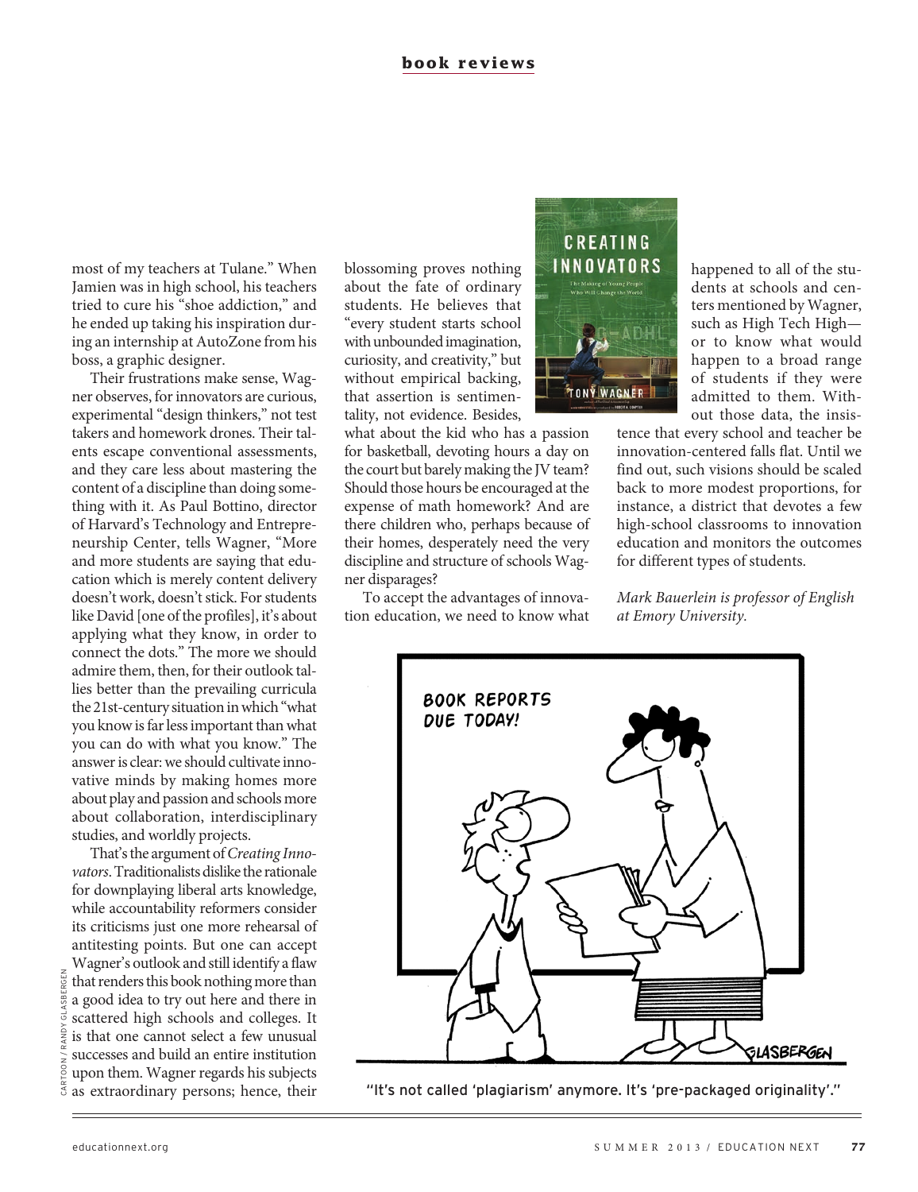most of my teachers at Tulane." When Jamien was in high school, his teachers tried to cure his "shoe addiction," and he ended up taking his inspiration during an internship at AutoZone from his boss, a graphic designer.

Their frustrations make sense, Wagner observes, for innovators are curious, experimental "design thinkers," not test takers and homework drones. Their talents escape conventional assessments, and they care less about mastering the content of a discipline than doing something with it. As Paul Bottino, director of Harvard's Technology and Entrepreneurship Center, tells Wagner, "More and more students are saying that education which is merely content delivery doesn't work, doesn't stick. For students like David [one of the profiles], it's about applying what they know, in order to connect the dots." The more we should admire them, then, for their outlook tallies better than the prevailing curricula the 21st-century situation in which "what you know is far less important than what you can do with what you know." The answer is clear: we should cultivate innovative minds by making homes more about play and passion and schools more about collaboration, interdisciplinary studies, and worldly projects.

That's the argument of *Creating Innovators*. Traditionalists dislike the rationale for downplaying liberal arts knowledge, while accountability reformers consider its criticisms just one more rehearsal of antitesting points. But one can accept Wagner's outlook and still identify a flaw that renders this book nothing more than a good idea to try out here and there in scattered high schools and colleges. It is that one cannot select a few unusual successes and build an entire institution upon them. Wagner regards his subjects as extraordinary persons; hence, their blossoming proves nothing about the fate of ordinary students. He believes that "every student starts school with unbounded imagination, curiosity, and creativity," but without empirical backing, that assertion is sentimentality, not evidence. Besides, what about the kid who has a passion for basketball, devoting hours a day on the court but barely making the JV team? Should those hours be encouraged at the expense of math homework? And are there children who, perhaps because of their homes, desperately need the very discipline and structure of schools Wagner disparages?

To accept the advantages of innovation education, we need to know what happened to all of the students at schools and centers mentioned by Wagner, such as High Tech High—or to know what would happen to a broad range of students if they were admitted to them. Without those data, the insistence that every school and teacher be innovation-centered falls flat. Until we find out, such visions should be scaled back to more modest proportions, for instance, a district that devotes a few high-school classrooms to innovation education and monitors the outcomes for different types of students.

*Mark Bauerlein is professor of English at Emory University.*

"It's not called 'plagiarism' anymore. It's 'pre-packaged originality'."

CARTOON / RANDY GLASBERGEN